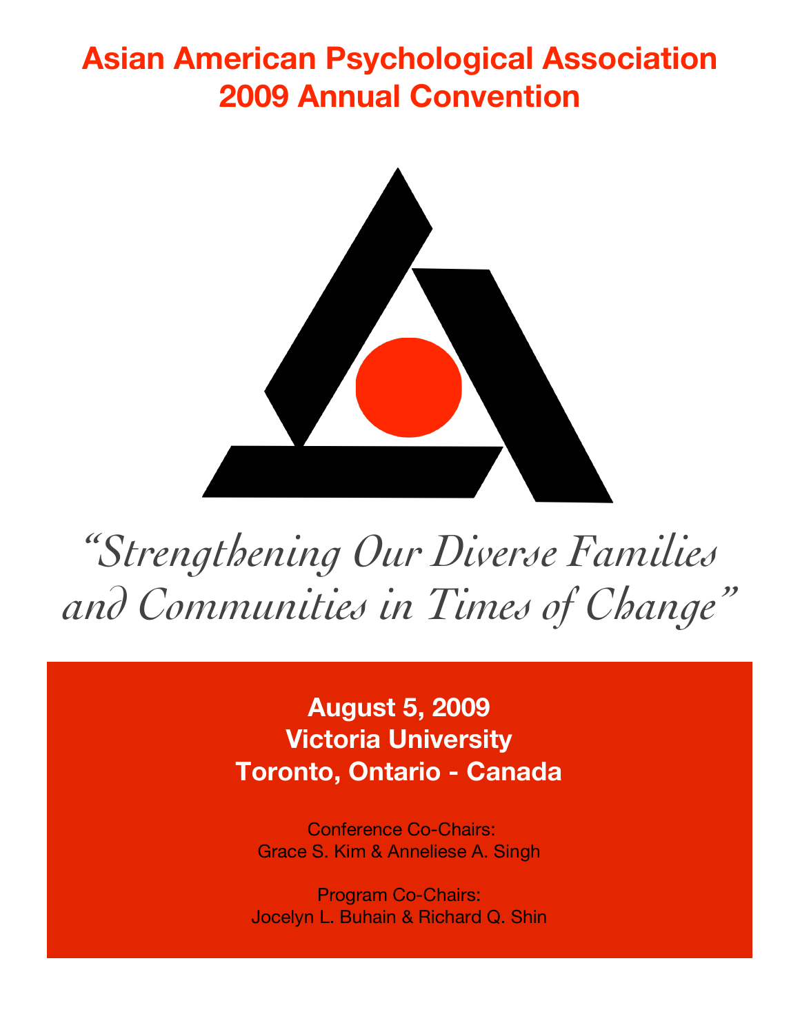# Asian American Psychological Association 2009 Annual Convention

*"Strengthening Our Diverse Families and Communities in Times of Change"*

**August 5, 2009**
**Victoria University**
**Toronto, Ontario - Canada**

Conference Co-Chairs:
Grace S. Kim & Anneliese A. Singh

Program Co-Chairs:
Jocelyn L. Buhain & Richard Q. Shin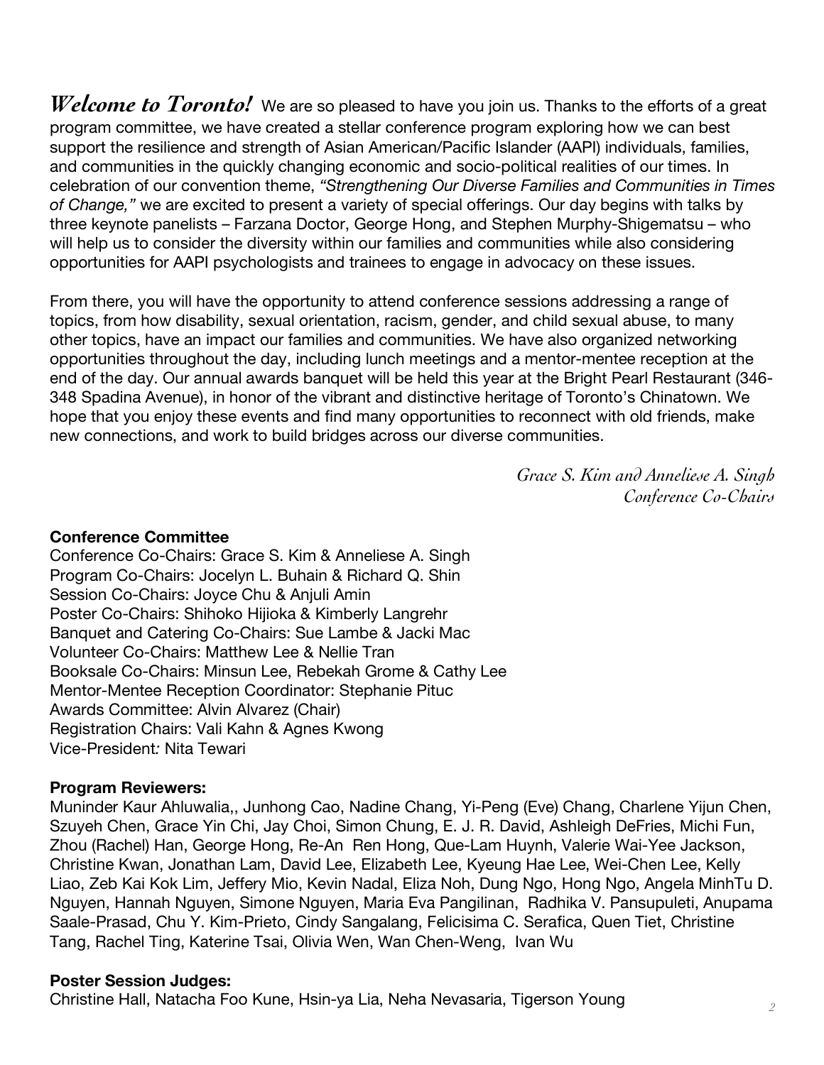***Welcome to Toronto!*** We are so pleased to have you join us. Thanks to the efforts of a great program committee, we have created a stellar conference program exploring how we can best support the resilience and strength of Asian American/Pacific Islander (AAPI) individuals, families, and communities in the quickly changing economic and socio-political realities of our times. In celebration of our convention theme, *"Strengthening Our Diverse Families and Communities in Times of Change,"* we are excited to present a variety of special offerings. Our day begins with talks by three keynote panelists – Farzana Doctor, George Hong, and Stephen Murphy-Shigematsu – who will help us to consider the diversity within our families and communities while also considering opportunities for AAPI psychologists and trainees to engage in advocacy on these issues.

From there, you will have the opportunity to attend conference sessions addressing a range of topics, from how disability, sexual orientation, racism, gender, and child sexual abuse, to many other topics, have an impact our families and communities. We have also organized networking opportunities throughout the day, including lunch meetings and a mentor-mentee reception at the end of the day. Our annual awards banquet will be held this year at the Bright Pearl Restaurant (346-348 Spadina Avenue), in honor of the vibrant and distinctive heritage of Toronto's Chinatown. We hope that you enjoy these events and find many opportunities to reconnect with old friends, make new connections, and work to build bridges across our diverse communities.

*Grace S. Kim and Anneliese A. Singh*
*Conference Co-Chairs*

**Conference Committee**

Conference Co-Chairs: Grace S. Kim & Anneliese A. Singh
Program Co-Chairs: Jocelyn L. Buhain & Richard Q. Shin
Session Co-Chairs: Joyce Chu & Anjuli Amin
Poster Co-Chairs: Shihoko Hijioka & Kimberly Langrehr
Banquet and Catering Co-Chairs: Sue Lambe & Jacki Mac
Volunteer Co-Chairs: Matthew Lee & Nellie Tran
Booksale Co-Chairs: Minsun Lee, Rebekah Grome & Cathy Lee
Mentor-Mentee Reception Coordinator: Stephanie Pituc
Awards Committee: Alvin Alvarez (Chair)
Registration Chairs: Vali Kahn & Agnes Kwong
Vice-President*:* Nita Tewari

**Program Reviewers:**

Muninder Kaur Ahluwalia,, Junhong Cao, Nadine Chang, Yi-Peng (Eve) Chang, Charlene Yijun Chen, Szuyeh Chen, Grace Yin Chi, Jay Choi, Simon Chung, E. J. R. David, Ashleigh DeFries, Michi Fun, Zhou (Rachel) Han, George Hong, Re-An Ren Hong, Que-Lam Huynh, Valerie Wai-Yee Jackson, Christine Kwan, Jonathan Lam, David Lee, Elizabeth Lee, Kyeung Hae Lee, Wei-Chen Lee, Kelly Liao, Zeb Kai Kok Lim, Jeffery Mio, Kevin Nadal, Eliza Noh, Dung Ngo, Hong Ngo, Angela MinhTu D. Nguyen, Hannah Nguyen, Simone Nguyen, Maria Eva Pangilinan, Radhika V. Pansupuleti, Anupama Saale-Prasad, Chu Y. Kim-Prieto, Cindy Sangalang, Felicisima C. Serafica, Quen Tiet, Christine Tang, Rachel Ting, Katerine Tsai, Olivia Wen, Wan Chen-Weng, Ivan Wu

**Poster Session Judges:**

Christine Hall, Natacha Foo Kune, Hsin-ya Lia, Neha Nevasaria, Tigerson Young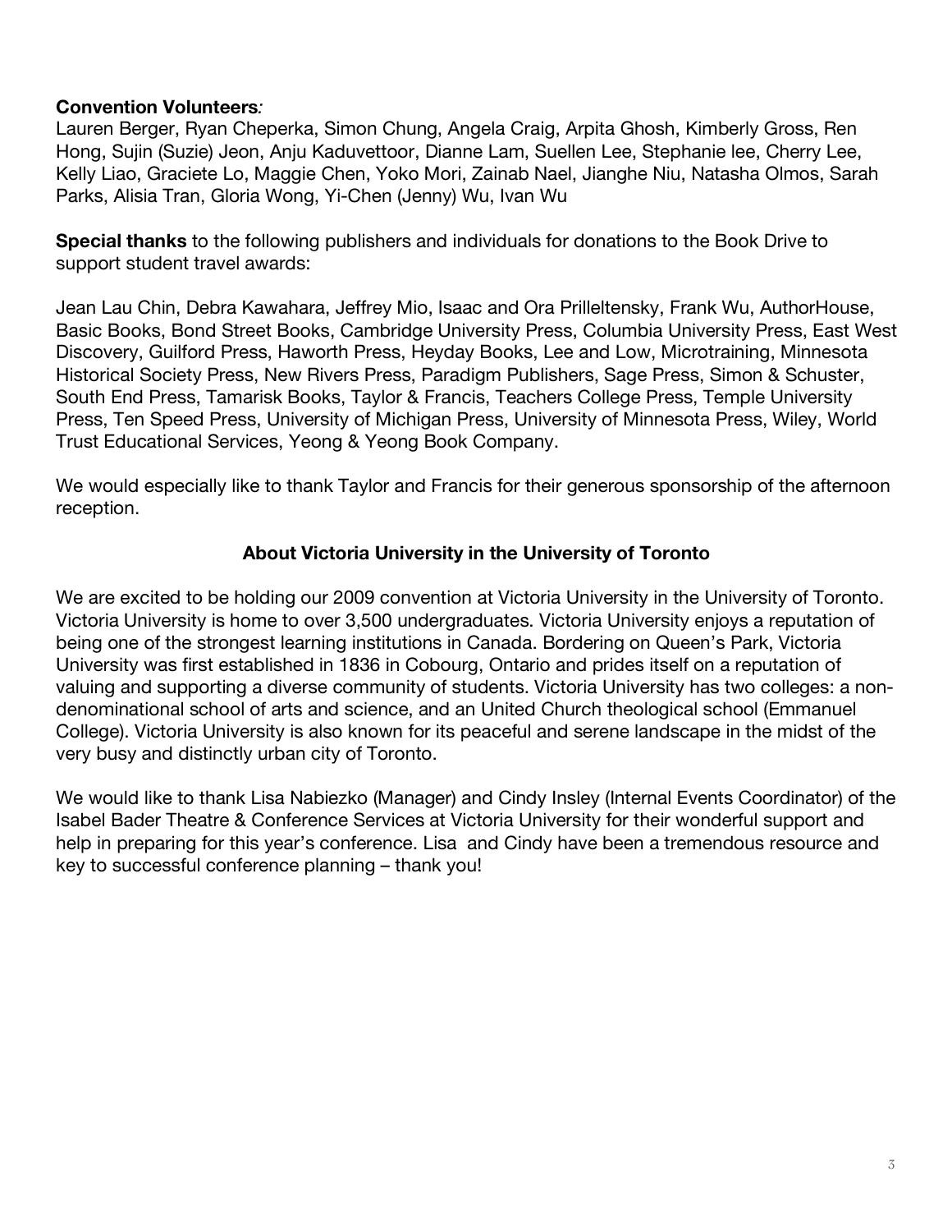**Convention Volunteers*:***
Lauren Berger, Ryan Cheperka, Simon Chung, Angela Craig, Arpita Ghosh, Kimberly Gross, Ren Hong, Sujin (Suzie) Jeon, Anju Kaduvettoor, Dianne Lam, Suellen Lee, Stephanie lee, Cherry Lee, Kelly Liao, Graciete Lo, Maggie Chen, Yoko Mori, Zainab Nael, Jianghe Niu, Natasha Olmos, Sarah Parks, Alisia Tran, Gloria Wong, Yi-Chen (Jenny) Wu, Ivan Wu

**Special thanks** to the following publishers and individuals for donations to the Book Drive to support student travel awards:

Jean Lau Chin, Debra Kawahara, Jeffrey Mio, Isaac and Ora Prilleltensky, Frank Wu, AuthorHouse, Basic Books, Bond Street Books, Cambridge University Press, Columbia University Press, East West Discovery, Guilford Press, Haworth Press, Heyday Books, Lee and Low, Microtraining, Minnesota Historical Society Press, New Rivers Press, Paradigm Publishers, Sage Press, Simon & Schuster, South End Press, Tamarisk Books, Taylor & Francis, Teachers College Press, Temple University Press, Ten Speed Press, University of Michigan Press, University of Minnesota Press, Wiley, World Trust Educational Services, Yeong & Yeong Book Company.

We would especially like to thank Taylor and Francis for their generous sponsorship of the afternoon reception.

## About Victoria University in the University of Toronto

We are excited to be holding our 2009 convention at Victoria University in the University of Toronto. Victoria University is home to over 3,500 undergraduates. Victoria University enjoys a reputation of being one of the strongest learning institutions in Canada. Bordering on Queen's Park, Victoria University was first established in 1836 in Cobourg, Ontario and prides itself on a reputation of valuing and supporting a diverse community of students. Victoria University has two colleges: a non-denominational school of arts and science, and an United Church theological school (Emmanuel College). Victoria University is also known for its peaceful and serene landscape in the midst of the very busy and distinctly urban city of Toronto.

We would like to thank Lisa Nabiezko (Manager) and Cindy Insley (Internal Events Coordinator) of the Isabel Bader Theatre & Conference Services at Victoria University for their wonderful support and help in preparing for this year's conference. Lisa and Cindy have been a tremendous resource and key to successful conference planning – thank you!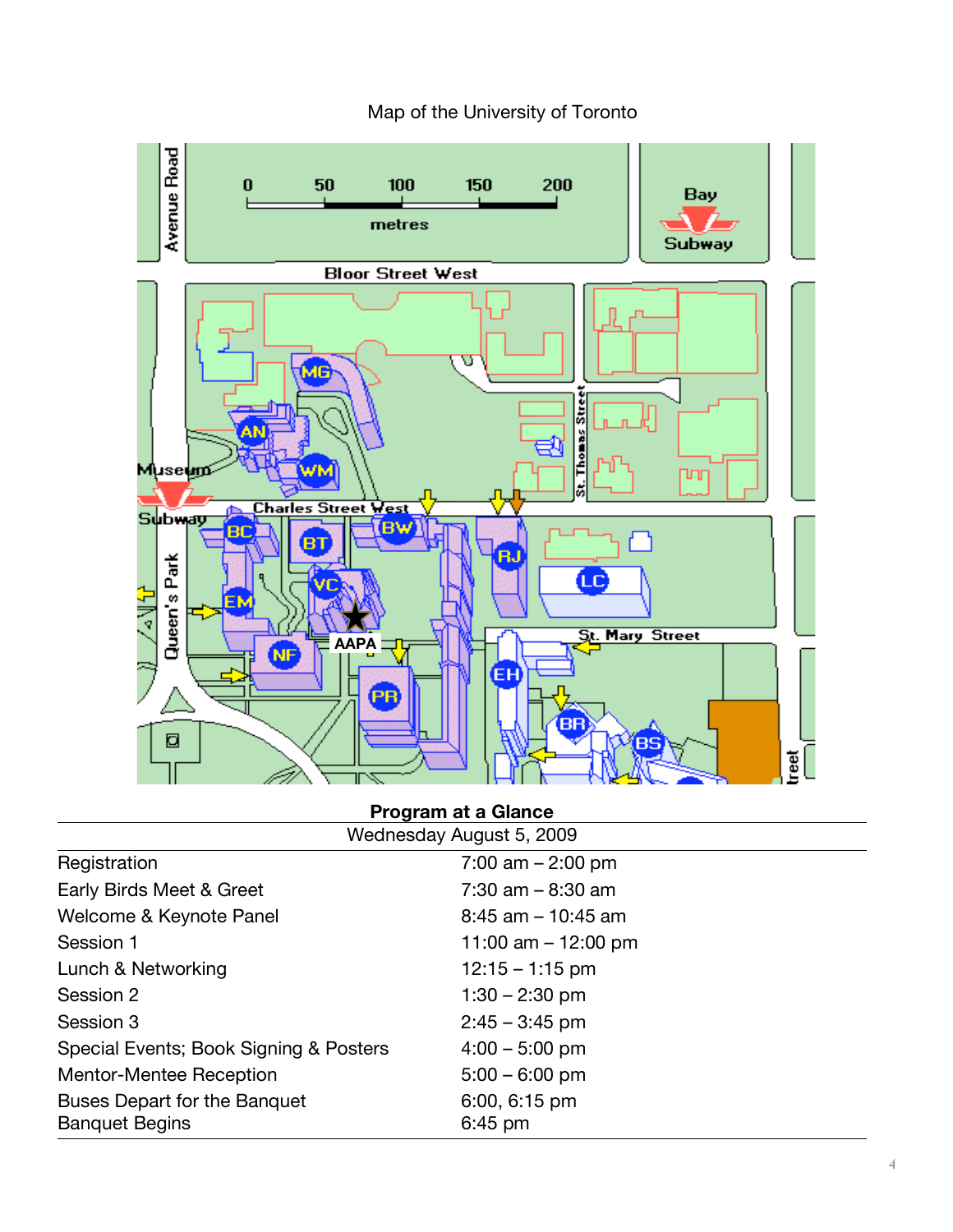Map of the University of Toronto

Avenue Road

0 50 100 150 200

metres

Bay Subway

Bloor Street West

MG

AN

WM

Museum Subway

St. Thomas Street

Charles Street West

BC

BT

BW

RJ

LC

VC

EM

Queen's Park

AAPA

NF

St. Mary Street

PR

EH

BR

BS

treet

**Program at a Glance**

| Wednesday August 5, 2009 | |
|---|---|
| Registration | 7:00 am – 2:00 pm |
| Early Birds Meet & Greet | 7:30 am – 8:30 am |
| Welcome & Keynote Panel | 8:45 am – 10:45 am |
| Session 1 | 11:00 am – 12:00 pm |
| Lunch & Networking | 12:15 – 1:15 pm |
| Session 2 | 1:30 – 2:30 pm |
| Session 3 | 2:45 – 3:45 pm |
| Special Events; Book Signing & Posters | 4:00 – 5:00 pm |
| Mentor-Mentee Reception | 5:00 – 6:00 pm |
| Buses Depart for the Banquet | 6:00, 6:15 pm |
| Banquet Begins | 6:45 pm |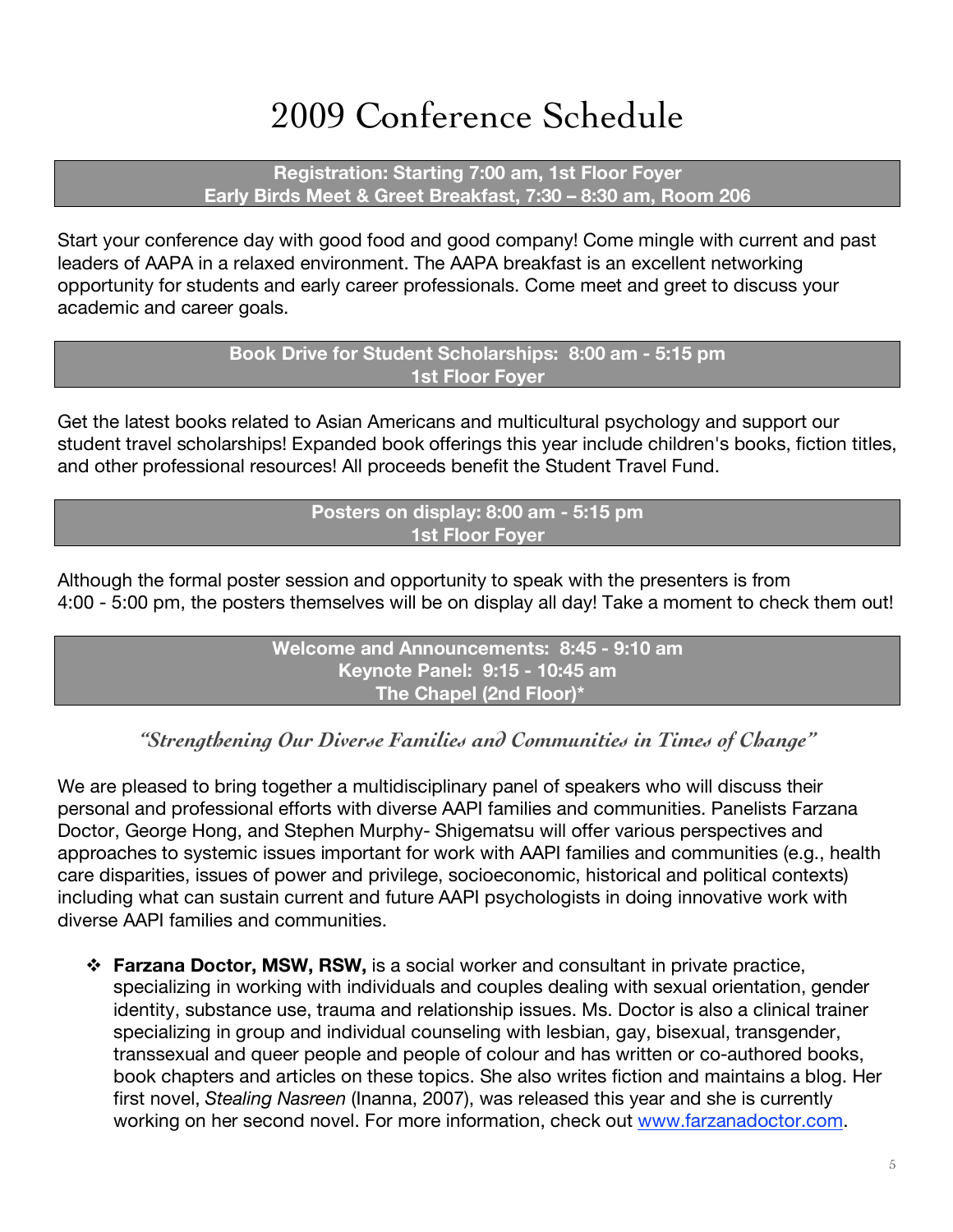# 2009 Conference Schedule

**Registration: Starting 7:00 am, 1st Floor Foyer**
**Early Birds Meet & Greet Breakfast, 7:30 – 8:30 am, Room 206**

Start your conference day with good food and good company! Come mingle with current and past leaders of AAPA in a relaxed environment. The AAPA breakfast is an excellent networking opportunity for students and early career professionals. Come meet and greet to discuss your academic and career goals.

**Book Drive for Student Scholarships: 8:00 am - 5:15 pm**
**1st Floor Foyer**

Get the latest books related to Asian Americans and multicultural psychology and support our student travel scholarships! Expanded book offerings this year include children's books, fiction titles, and other professional resources! All proceeds benefit the Student Travel Fund.

**Posters on display: 8:00 am - 5:15 pm**
**1st Floor Foyer**

Although the formal poster session and opportunity to speak with the presenters is from 4:00 - 5:00 pm, the posters themselves will be on display all day! Take a moment to check them out!

**Welcome and Announcements: 8:45 - 9:10 am**
**Keynote Panel: 9:15 - 10:45 am**
**The Chapel (2nd Floor)***

*"Strengthening Our Diverse Families and Communities in Times of Change"*

We are pleased to bring together a multidisciplinary panel of speakers who will discuss their personal and professional efforts with diverse AAPI families and communities. Panelists Farzana Doctor, George Hong, and Stephen Murphy- Shigematsu will offer various perspectives and approaches to systemic issues important for work with AAPI families and communities (e.g., health care disparities, issues of power and privilege, socioeconomic, historical and political contexts) including what can sustain current and future AAPI psychologists in doing innovative work with diverse AAPI families and communities.

- **Farzana Doctor, MSW, RSW,** is a social worker and consultant in private practice, specializing in working with individuals and couples dealing with sexual orientation, gender identity, substance use, trauma and relationship issues. Ms. Doctor is also a clinical trainer specializing in group and individual counseling with lesbian, gay, bisexual, transgender, transsexual and queer people and people of colour and has written or co-authored books, book chapters and articles on these topics. She also writes fiction and maintains a blog. Her first novel, *Stealing Nasreen* (Inanna, 2007), was released this year and she is currently working on her second novel. For more information, check out www.farzanadoctor.com.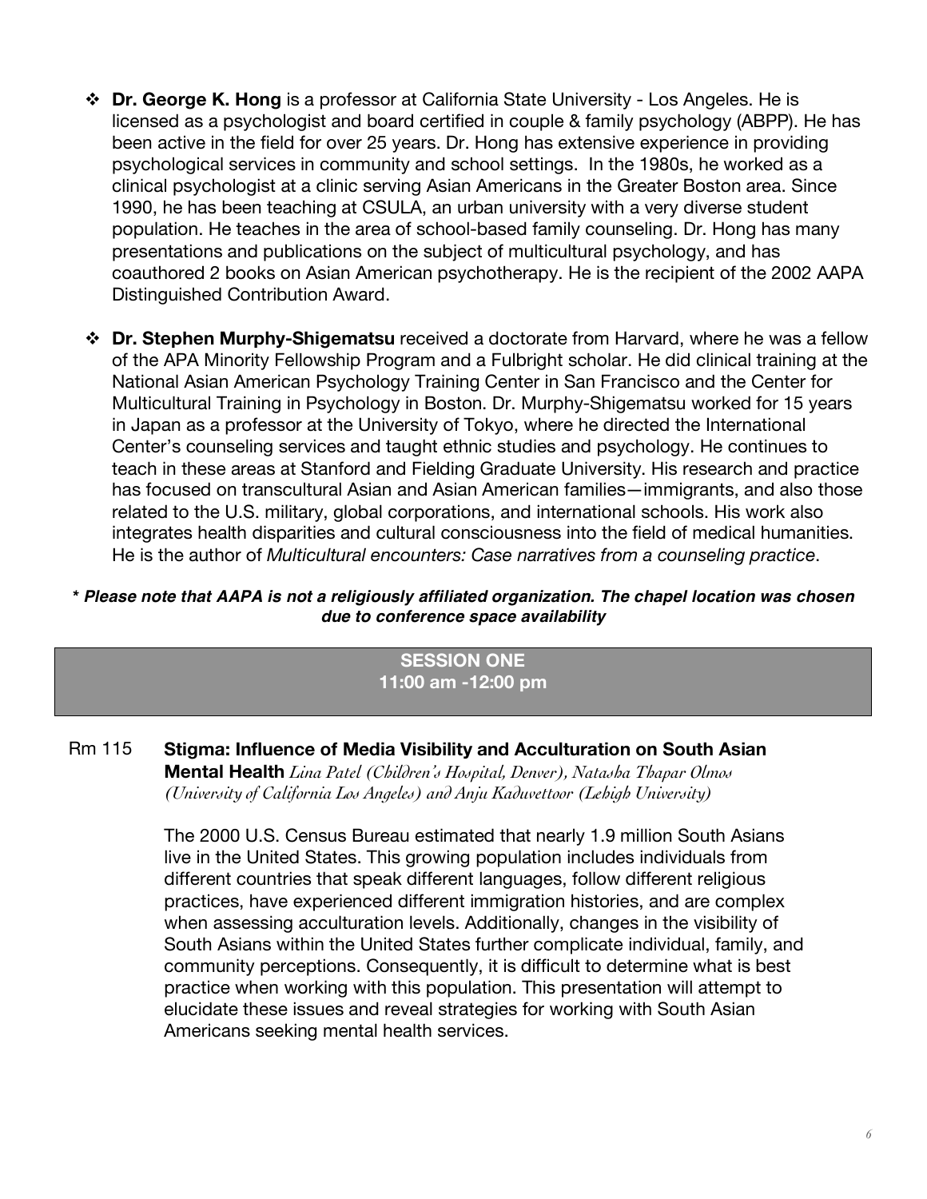- **Dr. George K. Hong** is a professor at California State University - Los Angeles. He is licensed as a psychologist and board certified in couple & family psychology (ABPP). He has been active in the field for over 25 years. Dr. Hong has extensive experience in providing psychological services in community and school settings. In the 1980s, he worked as a clinical psychologist at a clinic serving Asian Americans in the Greater Boston area. Since 1990, he has been teaching at CSULA, an urban university with a very diverse student population. He teaches in the area of school-based family counseling. Dr. Hong has many presentations and publications on the subject of multicultural psychology, and has coauthored 2 books on Asian American psychotherapy. He is the recipient of the 2002 AAPA Distinguished Contribution Award.

- **Dr. Stephen Murphy-Shigematsu** received a doctorate from Harvard, where he was a fellow of the APA Minority Fellowship Program and a Fulbright scholar. He did clinical training at the National Asian American Psychology Training Center in San Francisco and the Center for Multicultural Training in Psychology in Boston. Dr. Murphy-Shigematsu worked for 15 years in Japan as a professor at the University of Tokyo, where he directed the International Center's counseling services and taught ethnic studies and psychology. He continues to teach in these areas at Stanford and Fielding Graduate University. His research and practice has focused on transcultural Asian and Asian American families—immigrants, and also those related to the U.S. military, global corporations, and international schools. His work also integrates health disparities and cultural consciousness into the field of medical humanities. He is the author of *Multicultural encounters: Case narratives from a counseling practice*.

***\* Please note that AAPA is not a religiously affiliated organization. The chapel location was chosen due to conference space availability***

## SESSION ONE
**11:00 am -12:00 pm**

Rm 115 **Stigma: Influence of Media Visibility and Acculturation on South Asian Mental Health** *Lina Patel (Children's Hospital, Denver), Natasha Thapar Olmos (University of California Los Angeles) and Anju Kaduvettoor (Lehigh University)*

The 2000 U.S. Census Bureau estimated that nearly 1.9 million South Asians live in the United States. This growing population includes individuals from different countries that speak different languages, follow different religious practices, have experienced different immigration histories, and are complex when assessing acculturation levels. Additionally, changes in the visibility of South Asians within the United States further complicate individual, family, and community perceptions. Consequently, it is difficult to determine what is best practice when working with this population. This presentation will attempt to elucidate these issues and reveal strategies for working with South Asian Americans seeking mental health services.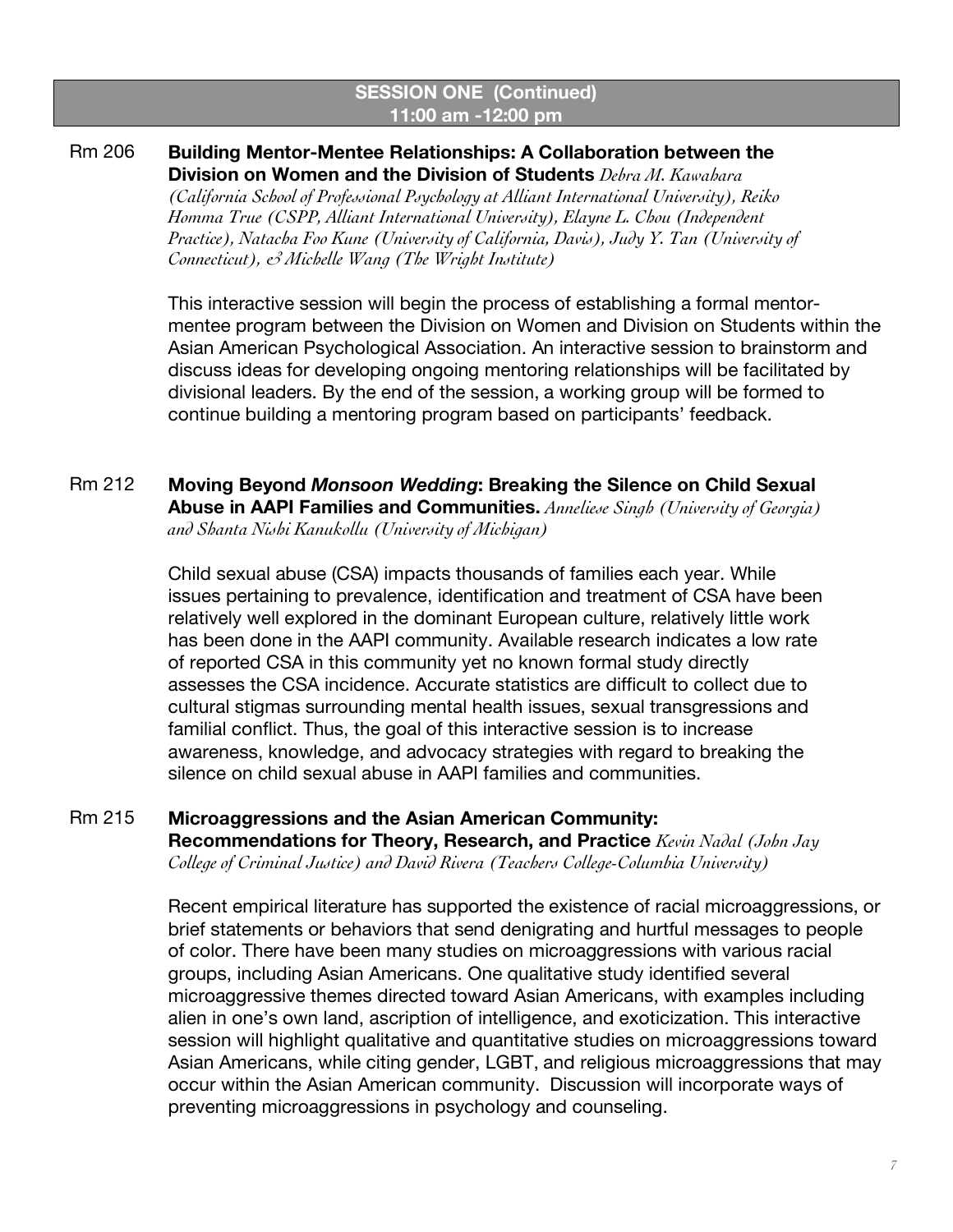## SESSION ONE (Continued)
## 11:00 am -12:00 pm

Rm 206 **Building Mentor-Mentee Relationships: A Collaboration between the Division on Women and the Division of Students** *Debra M. Kawahara (California School of Professional Psychology at Alliant International University), Reiko Homma True (CSPP, Alliant International University), Elayne L. Chou (Independent Practice), Natacha Foo Kune (University of California, Davis), Judy Y. Tan (University of Connecticut), & Michelle Wang (The Wright Institute)*

This interactive session will begin the process of establishing a formal mentor-mentee program between the Division on Women and Division on Students within the Asian American Psychological Association. An interactive session to brainstorm and discuss ideas for developing ongoing mentoring relationships will be facilitated by divisional leaders. By the end of the session, a working group will be formed to continue building a mentoring program based on participants' feedback.

Rm 212 **Moving Beyond *Monsoon Wedding*: Breaking the Silence on Child Sexual Abuse in AAPI Families and Communities.** *Anneliese Singh (University of Georgia) and Shanta Nishi Kanukollu (University of Michigan)*

Child sexual abuse (CSA) impacts thousands of families each year. While issues pertaining to prevalence, identification and treatment of CSA have been relatively well explored in the dominant European culture, relatively little work has been done in the AAPI community. Available research indicates a low rate of reported CSA in this community yet no known formal study directly assesses the CSA incidence. Accurate statistics are difficult to collect due to cultural stigmas surrounding mental health issues, sexual transgressions and familial conflict. Thus, the goal of this interactive session is to increase awareness, knowledge, and advocacy strategies with regard to breaking the silence on child sexual abuse in AAPI families and communities.

Rm 215 **Microaggressions and the Asian American Community: Recommendations for Theory, Research, and Practice** *Kevin Nadal (John Jay College of Criminal Justice) and David Rivera (Teachers College-Columbia University)*

Recent empirical literature has supported the existence of racial microaggressions, or brief statements or behaviors that send denigrating and hurtful messages to people of color. There have been many studies on microaggressions with various racial groups, including Asian Americans. One qualitative study identified several microaggressive themes directed toward Asian Americans, with examples including alien in one's own land, ascription of intelligence, and exoticization. This interactive session will highlight qualitative and quantitative studies on microaggressions toward Asian Americans, while citing gender, LGBT, and religious microaggressions that may occur within the Asian American community. Discussion will incorporate ways of preventing microaggressions in psychology and counseling.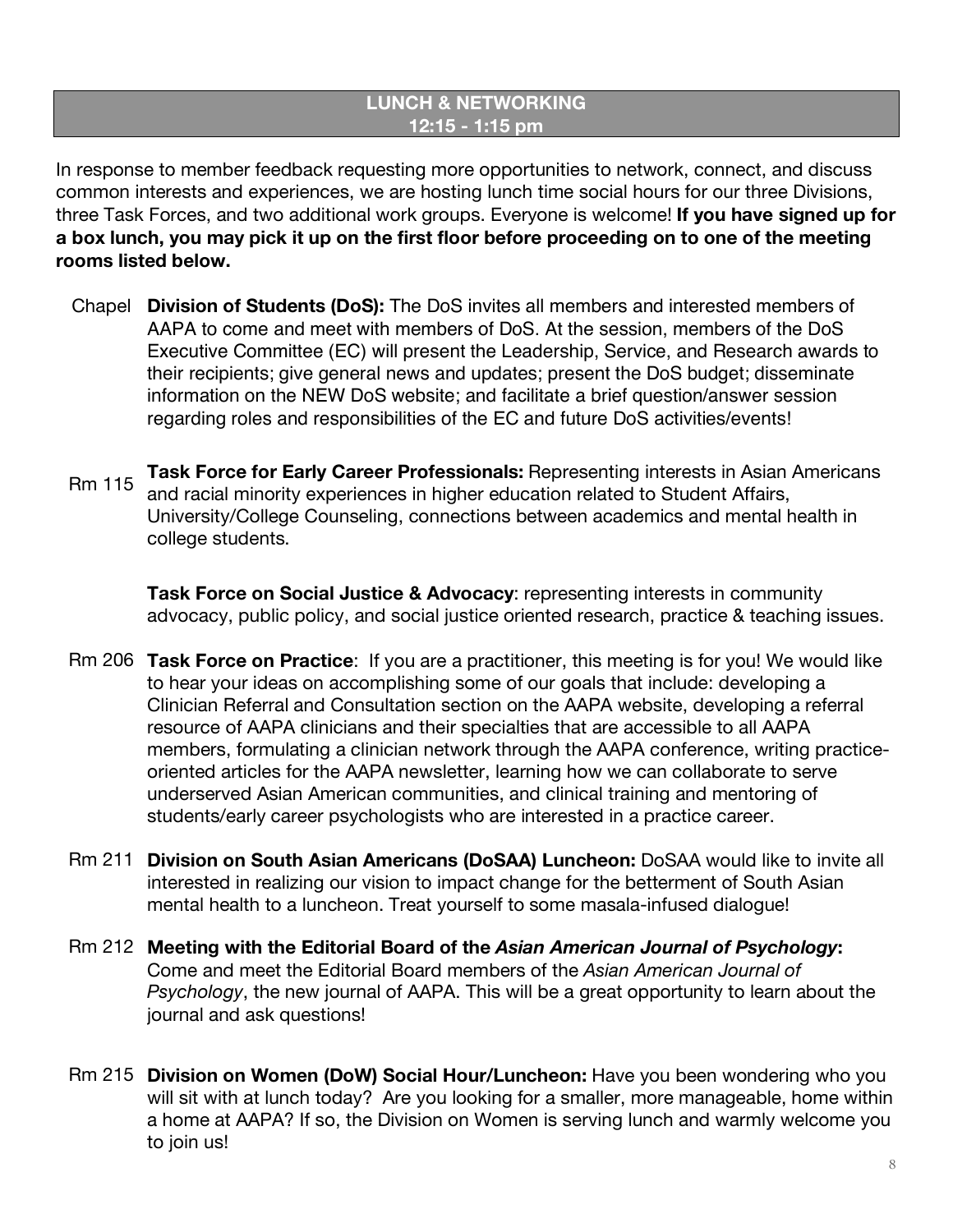## LUNCH & NETWORKING
**12:15 - 1:15 pm**

In response to member feedback requesting more opportunities to network, connect, and discuss common interests and experiences, we are hosting lunch time social hours for our three Divisions, three Task Forces, and two additional work groups. Everyone is welcome! **If you have signed up for a box lunch, you may pick it up on the first floor before proceeding on to one of the meeting rooms listed below.**

Chapel **Division of Students (DoS):** The DoS invites all members and interested members of AAPA to come and meet with members of DoS. At the session, members of the DoS Executive Committee (EC) will present the Leadership, Service, and Research awards to their recipients; give general news and updates; present the DoS budget; disseminate information on the NEW DoS website; and facilitate a brief question/answer session regarding roles and responsibilities of the EC and future DoS activities/events!

Rm 115 **Task Force for Early Career Professionals:** Representing interests in Asian Americans and racial minority experiences in higher education related to Student Affairs, University/College Counseling, connections between academics and mental health in college students.

**Task Force on Social Justice & Advocacy**: representing interests in community advocacy, public policy, and social justice oriented research, practice & teaching issues.

Rm 206 **Task Force on Practice**: If you are a practitioner, this meeting is for you! We would like to hear your ideas on accomplishing some of our goals that include: developing a Clinician Referral and Consultation section on the AAPA website, developing a referral resource of AAPA clinicians and their specialties that are accessible to all AAPA members, formulating a clinician network through the AAPA conference, writing practice-oriented articles for the AAPA newsletter, learning how we can collaborate to serve underserved Asian American communities, and clinical training and mentoring of students/early career psychologists who are interested in a practice career.

Rm 211 **Division on South Asian Americans (DoSAA) Luncheon:** DoSAA would like to invite all interested in realizing our vision to impact change for the betterment of South Asian mental health to a luncheon. Treat yourself to some masala-infused dialogue!

Rm 212 **Meeting with the Editorial Board of the *Asian American Journal of Psychology*:** Come and meet the Editorial Board members of the *Asian American Journal of Psychology*, the new journal of AAPA. This will be a great opportunity to learn about the journal and ask questions!

Rm 215 **Division on Women (DoW) Social Hour/Luncheon:** Have you been wondering who you will sit with at lunch today? Are you looking for a smaller, more manageable, home within a home at AAPA? If so, the Division on Women is serving lunch and warmly welcome you to join us!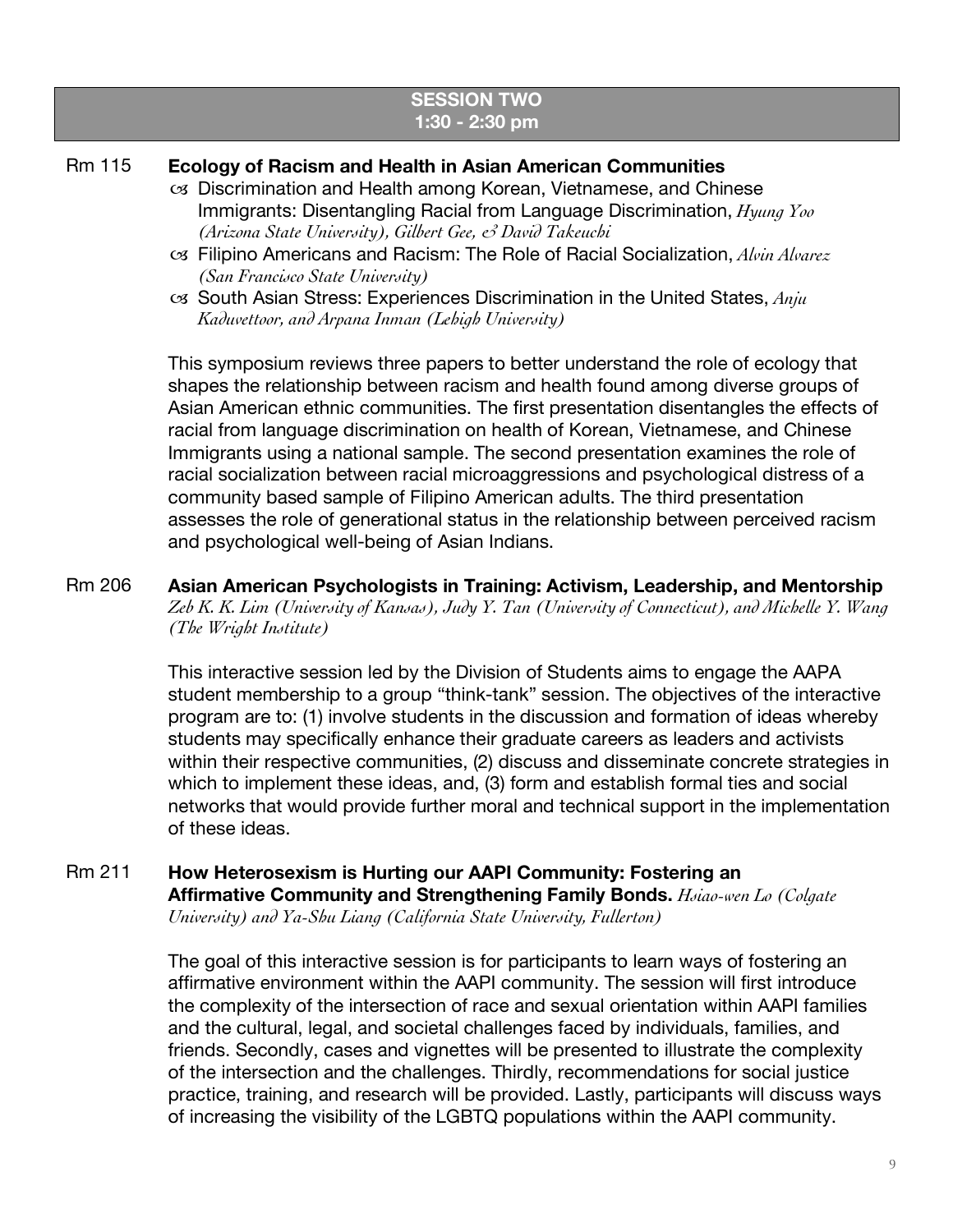## SESSION TWO
## 1:30 - 2:30 pm

Rm 115 **Ecology of Racism and Health in Asian American Communities**

- Discrimination and Health among Korean, Vietnamese, and Chinese Immigrants: Disentangling Racial from Language Discrimination, *Hyung Yoo (Arizona State University), Gilbert Gee, & David Takeuchi*
- Filipino Americans and Racism: The Role of Racial Socialization, *Alvin Alvarez (San Francisco State University)*
- South Asian Stress: Experiences Discrimination in the United States, *Anju Kaduvettoor, and Arpana Inman (Lehigh University)*

This symposium reviews three papers to better understand the role of ecology that shapes the relationship between racism and health found among diverse groups of Asian American ethnic communities. The first presentation disentangles the effects of racial from language discrimination on health of Korean, Vietnamese, and Chinese Immigrants using a national sample. The second presentation examines the role of racial socialization between racial microaggressions and psychological distress of a community based sample of Filipino American adults. The third presentation assesses the role of generational status in the relationship between perceived racism and psychological well-being of Asian Indians.

Rm 206 **Asian American Psychologists in Training: Activism, Leadership, and Mentorship**
*Zeb K. K. Lim (University of Kansas), Judy Y. Tan (University of Connecticut), and Michelle Y. Wang (The Wright Institute)*

This interactive session led by the Division of Students aims to engage the AAPA student membership to a group "think-tank" session. The objectives of the interactive program are to: (1) involve students in the discussion and formation of ideas whereby students may specifically enhance their graduate careers as leaders and activists within their respective communities, (2) discuss and disseminate concrete strategies in which to implement these ideas, and, (3) form and establish formal ties and social networks that would provide further moral and technical support in the implementation of these ideas.

Rm 211 **How Heterosexism is Hurting our AAPI Community: Fostering an Affirmative Community and Strengthening Family Bonds.** *Hsiao-wen Lo (Colgate University) and Ya-Shu Liang (California State University, Fullerton)*

The goal of this interactive session is for participants to learn ways of fostering an affirmative environment within the AAPI community. The session will first introduce the complexity of the intersection of race and sexual orientation within AAPI families and the cultural, legal, and societal challenges faced by individuals, families, and friends. Secondly, cases and vignettes will be presented to illustrate the complexity of the intersection and the challenges. Thirdly, recommendations for social justice practice, training, and research will be provided. Lastly, participants will discuss ways of increasing the visibility of the LGBTQ populations within the AAPI community.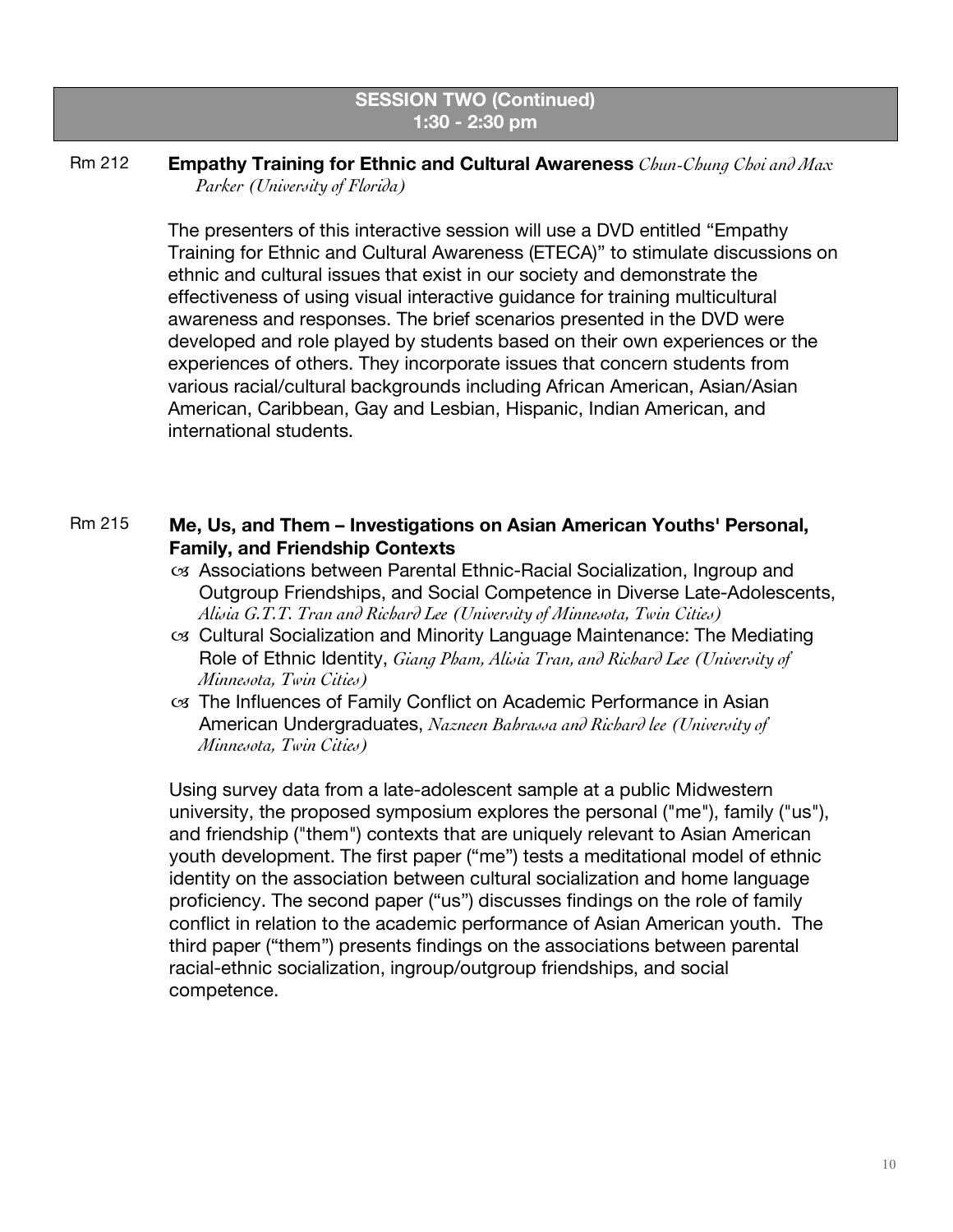## SESSION TWO (Continued)
## 1:30 - 2:30 pm

Rm 212 **Empathy Training for Ethnic and Cultural Awareness** *Chun-Chung Choi and Max Parker (University of Florida)*

The presenters of this interactive session will use a DVD entitled "Empathy Training for Ethnic and Cultural Awareness (ETECA)" to stimulate discussions on ethnic and cultural issues that exist in our society and demonstrate the effectiveness of using visual interactive guidance for training multicultural awareness and responses. The brief scenarios presented in the DVD were developed and role played by students based on their own experiences or the experiences of others. They incorporate issues that concern students from various racial/cultural backgrounds including African American, Asian/Asian American, Caribbean, Gay and Lesbian, Hispanic, Indian American, and international students.

Rm 215 **Me, Us, and Them – Investigations on Asian American Youths' Personal, Family, and Friendship Contexts**

- Associations between Parental Ethnic-Racial Socialization, Ingroup and Outgroup Friendships, and Social Competence in Diverse Late-Adolescents, *Alisia G.T.T. Tran and Richard Lee (University of Minnesota, Twin Cities)*
- Cultural Socialization and Minority Language Maintenance: The Mediating Role of Ethnic Identity, *Giang Pham, Alisia Tran, and Richard Lee (University of Minnesota, Twin Cities)*
- The Influences of Family Conflict on Academic Performance in Asian American Undergraduates, *Nazneen Bahrassa and Richard lee (University of Minnesota, Twin Cities)*

Using survey data from a late-adolescent sample at a public Midwestern university, the proposed symposium explores the personal ("me"), family ("us"), and friendship ("them") contexts that are uniquely relevant to Asian American youth development. The first paper ("me") tests a meditational model of ethnic identity on the association between cultural socialization and home language proficiency. The second paper ("us") discusses findings on the role of family conflict in relation to the academic performance of Asian American youth. The third paper ("them") presents findings on the associations between parental racial-ethnic socialization, ingroup/outgroup friendships, and social competence.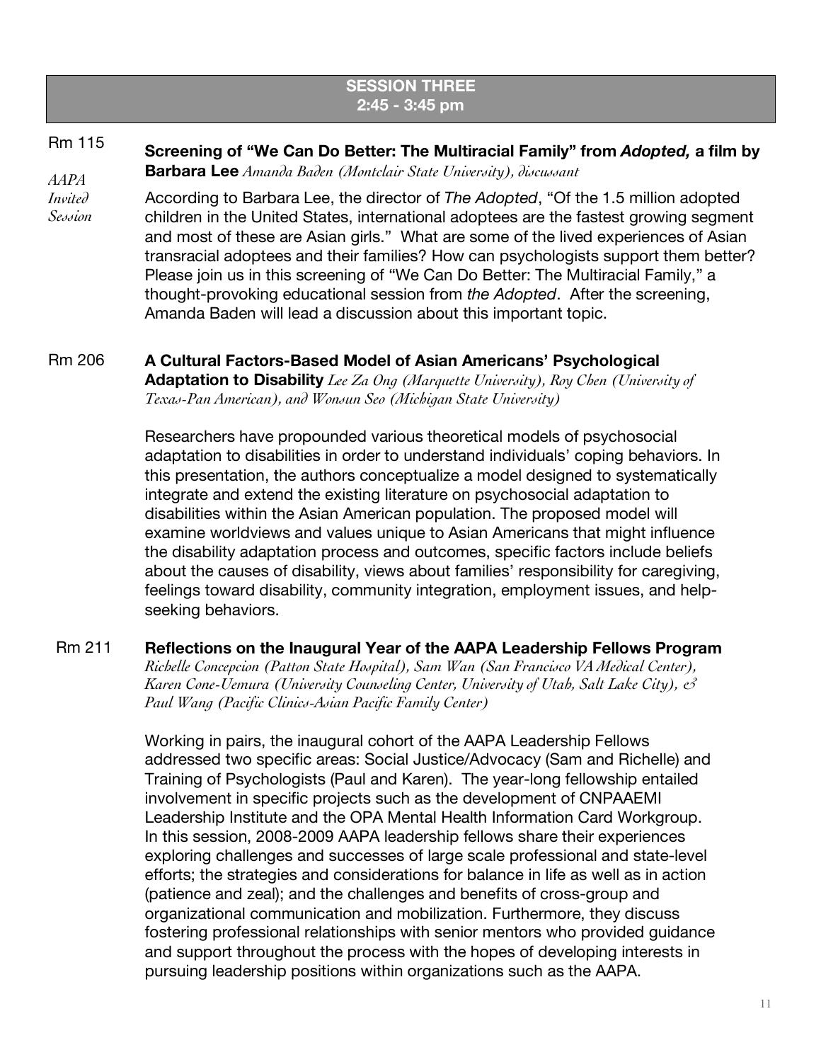## SESSION THREE
## 2:45 - 3:45 pm

Rm 115

*AAPA Invited Session*

**Screening of "We Can Do Better: The Multiracial Family" from *Adopted,* a film by Barbara Lee** *Amanda Baden (Montclair State University), discussant*

According to Barbara Lee, the director of *The Adopted*, "Of the 1.5 million adopted children in the United States, international adoptees are the fastest growing segment and most of these are Asian girls." What are some of the lived experiences of Asian transracial adoptees and their families? How can psychologists support them better? Please join us in this screening of "We Can Do Better: The Multiracial Family," a thought-provoking educational session from *the Adopted*. After the screening, Amanda Baden will lead a discussion about this important topic.

Rm 206

**A Cultural Factors-Based Model of Asian Americans' Psychological Adaptation to Disability** *Lee Za Ong (Marquette University), Roy Chen (University of Texas-Pan American), and Wonsun Seo (Michigan State University)*

Researchers have propounded various theoretical models of psychosocial adaptation to disabilities in order to understand individuals' coping behaviors. In this presentation, the authors conceptualize a model designed to systematically integrate and extend the existing literature on psychosocial adaptation to disabilities within the Asian American population. The proposed model will examine worldviews and values unique to Asian Americans that might influence the disability adaptation process and outcomes, specific factors include beliefs about the causes of disability, views about families' responsibility for caregiving, feelings toward disability, community integration, employment issues, and help-seeking behaviors.

Rm 211

**Reflections on the Inaugural Year of the AAPA Leadership Fellows Program** *Richelle Concepcion (Patton State Hospital), Sam Wan (San Francisco VA Medical Center), Karen Cone-Uemura (University Counseling Center, University of Utah, Salt Lake City), & Paul Wang (Pacific Clinics-Asian Pacific Family Center)*

Working in pairs, the inaugural cohort of the AAPA Leadership Fellows addressed two specific areas: Social Justice/Advocacy (Sam and Richelle) and Training of Psychologists (Paul and Karen). The year-long fellowship entailed involvement in specific projects such as the development of CNPAAEMI Leadership Institute and the OPA Mental Health Information Card Workgroup. In this session, 2008-2009 AAPA leadership fellows share their experiences exploring challenges and successes of large scale professional and state-level efforts; the strategies and considerations for balance in life as well as in action (patience and zeal); and the challenges and benefits of cross-group and organizational communication and mobilization. Furthermore, they discuss fostering professional relationships with senior mentors who provided guidance and support throughout the process with the hopes of developing interests in pursuing leadership positions within organizations such as the AAPA.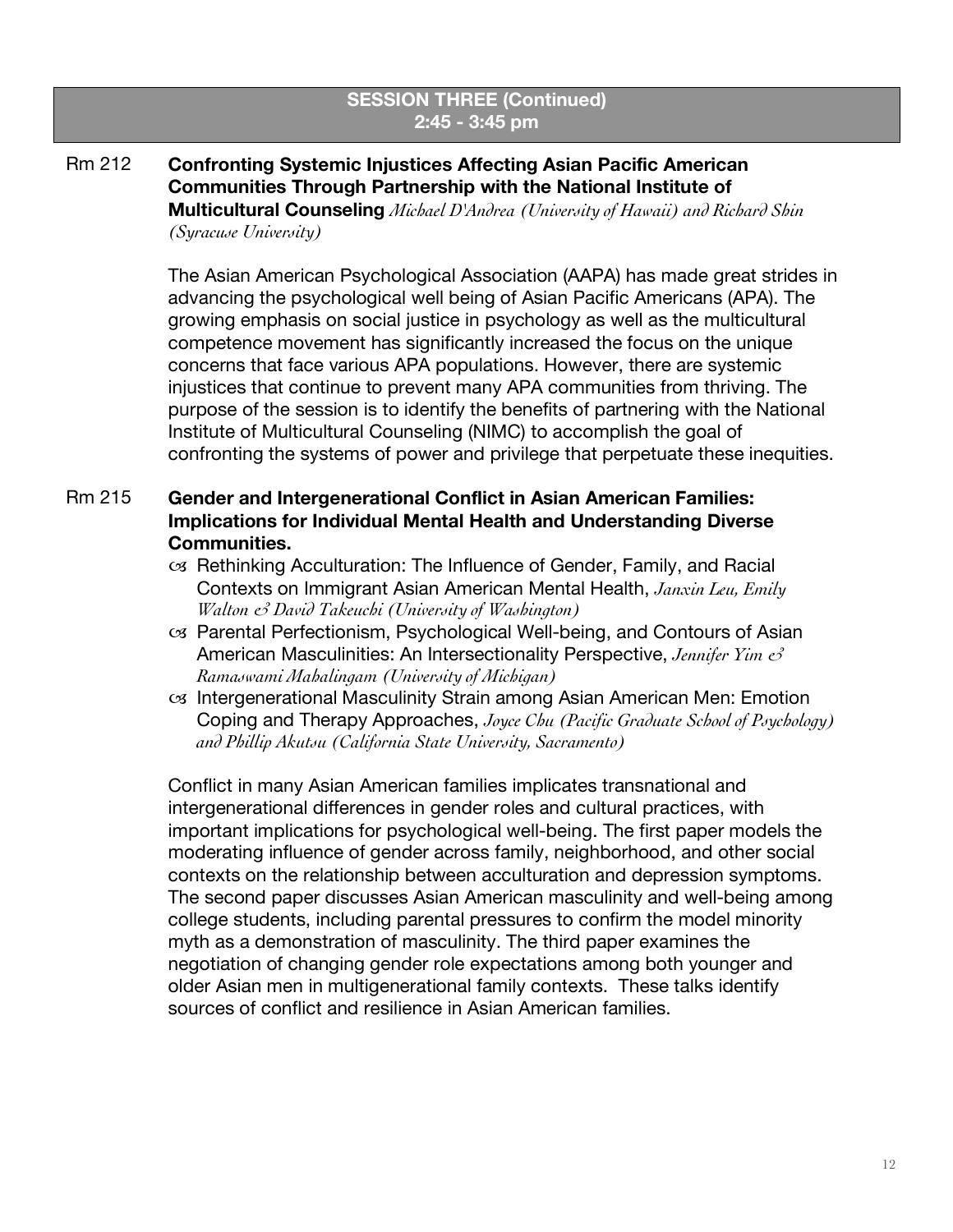## SESSION THREE (Continued)
## 2:45 - 3:45 pm

Rm 212 **Confronting Systemic Injustices Affecting Asian Pacific American Communities Through Partnership with the National Institute of Multicultural Counseling** *Michael D'Andrea (University of Hawaii) and Richard Shin (Syracuse University)*

The Asian American Psychological Association (AAPA) has made great strides in advancing the psychological well being of Asian Pacific Americans (APA). The growing emphasis on social justice in psychology as well as the multicultural competence movement has significantly increased the focus on the unique concerns that face various APA populations. However, there are systemic injustices that continue to prevent many APA communities from thriving. The purpose of the session is to identify the benefits of partnering with the National Institute of Multicultural Counseling (NIMC) to accomplish the goal of confronting the systems of power and privilege that perpetuate these inequities.

Rm 215 **Gender and Intergenerational Conflict in Asian American Families: Implications for Individual Mental Health and Understanding Diverse Communities.**

- Rethinking Acculturation: The Influence of Gender, Family, and Racial Contexts on Immigrant Asian American Mental Health, *Janxin Leu, Emily Walton & David Takeuchi (University of Washington)*
- Parental Perfectionism, Psychological Well-being, and Contours of Asian American Masculinities: An Intersectionality Perspective, *Jennifer Yim & Ramaswami Mahalingam (University of Michigan)*
- Intergenerational Masculinity Strain among Asian American Men: Emotion Coping and Therapy Approaches, *Joyce Chu (Pacific Graduate School of Psychology) and Phillip Akutsu (California State University, Sacramento)*

Conflict in many Asian American families implicates transnational and intergenerational differences in gender roles and cultural practices, with important implications for psychological well-being. The first paper models the moderating influence of gender across family, neighborhood, and other social contexts on the relationship between acculturation and depression symptoms. The second paper discusses Asian American masculinity and well-being among college students, including parental pressures to confirm the model minority myth as a demonstration of masculinity. The third paper examines the negotiation of changing gender role expectations among both younger and older Asian men in multigenerational family contexts. These talks identify sources of conflict and resilience in Asian American families.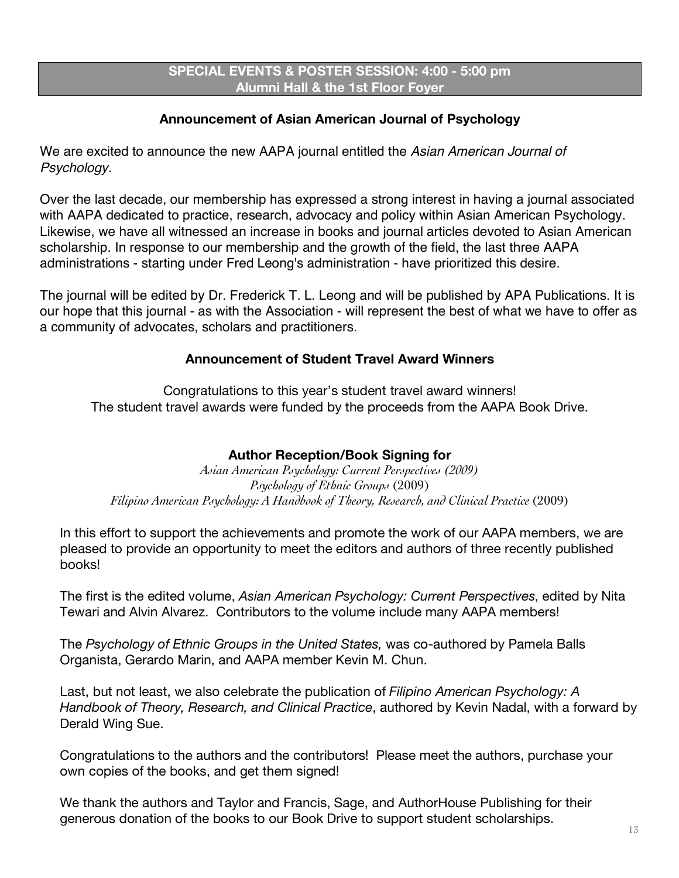## SPECIAL EVENTS & POSTER SESSION: 4:00 - 5:00 pm
## Alumni Hall & the 1st Floor Foyer

### Announcement of Asian American Journal of Psychology

We are excited to announce the new AAPA journal entitled the *Asian American Journal of Psychology.*

Over the last decade, our membership has expressed a strong interest in having a journal associated with AAPA dedicated to practice, research, advocacy and policy within Asian American Psychology. Likewise, we have all witnessed an increase in books and journal articles devoted to Asian American scholarship. In response to our membership and the growth of the field, the last three AAPA administrations - starting under Fred Leong's administration - have prioritized this desire.

The journal will be edited by Dr. Frederick T. L. Leong and will be published by APA Publications. It is our hope that this journal - as with the Association - will represent the best of what we have to offer as a community of advocates, scholars and practitioners.

### Announcement of Student Travel Award Winners

Congratulations to this year's student travel award winners!
The student travel awards were funded by the proceeds from the AAPA Book Drive.

### Author Reception/Book Signing for

*Asian American Psychology: Current Perspectives (2009)*
*Psychology of Ethnic Groups* (2009)
*Filipino American Psychology: A Handbook of Theory, Research, and Clinical Practice* (2009)

In this effort to support the achievements and promote the work of our AAPA members, we are pleased to provide an opportunity to meet the editors and authors of three recently published books!

The first is the edited volume, *Asian American Psychology: Current Perspectives*, edited by Nita Tewari and Alvin Alvarez. Contributors to the volume include many AAPA members!

The *Psychology of Ethnic Groups in the United States,* was co-authored by Pamela Balls Organista, Gerardo Marin, and AAPA member Kevin M. Chun.

Last, but not least, we also celebrate the publication of *Filipino American Psychology: A Handbook of Theory, Research, and Clinical Practice*, authored by Kevin Nadal, with a forward by Derald Wing Sue.

Congratulations to the authors and the contributors! Please meet the authors, purchase your own copies of the books, and get them signed!

We thank the authors and Taylor and Francis, Sage, and AuthorHouse Publishing for their generous donation of the books to our Book Drive to support student scholarships.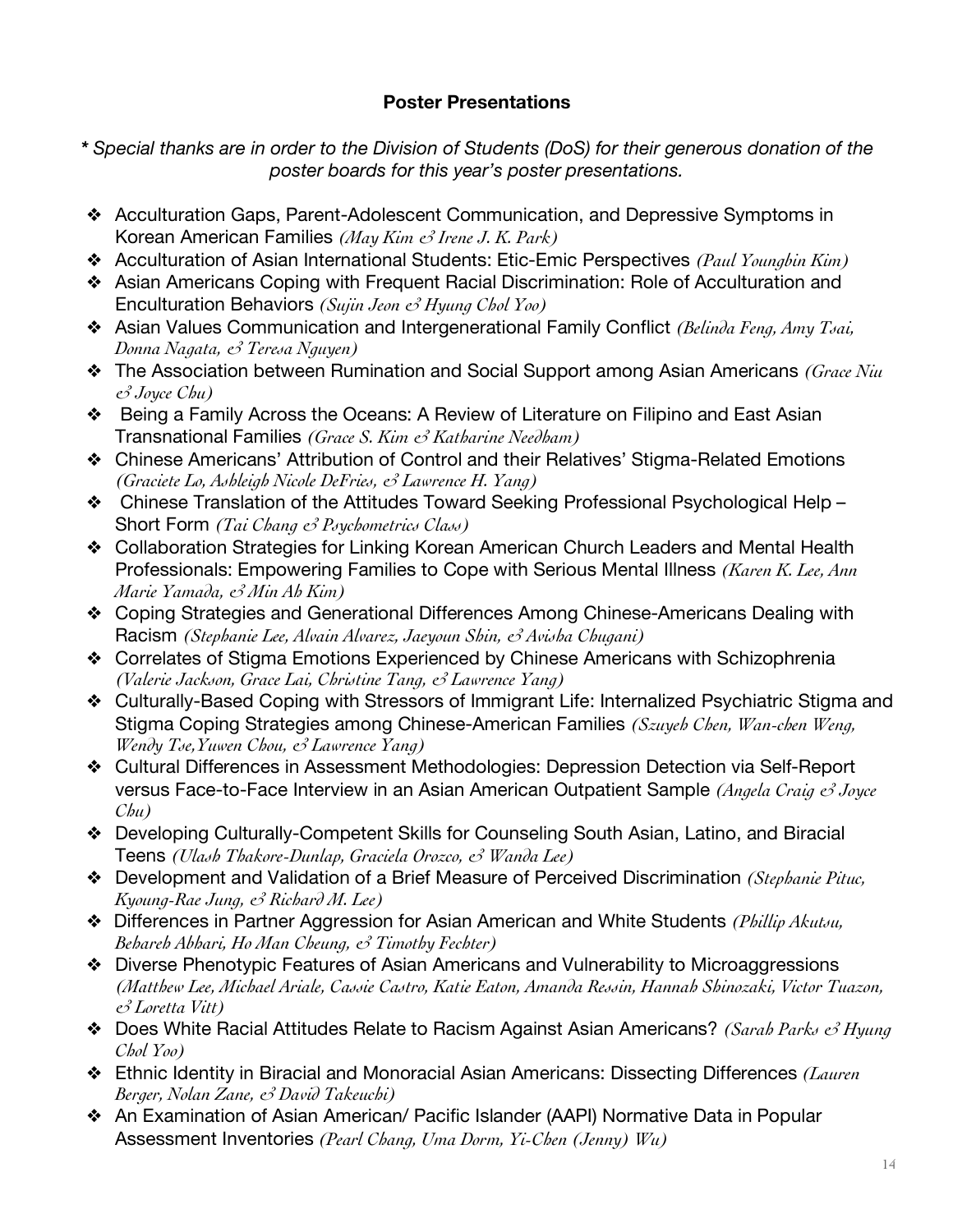**Poster Presentations**

*\* Special thanks are in order to the Division of Students (DoS) for their generous donation of the poster boards for this year's poster presentations.*

- Acculturation Gaps, Parent-Adolescent Communication, and Depressive Symptoms in Korean American Families *(May Kim & Irene J. K. Park)*
- Acculturation of Asian International Students: Etic-Emic Perspectives *(Paul Youngbin Kim)*
- Asian Americans Coping with Frequent Racial Discrimination: Role of Acculturation and Enculturation Behaviors *(Sujin Jeon & Hyung Chol Yoo)*
- Asian Values Communication and Intergenerational Family Conflict *(Belinda Feng, Amy Tsai, Donna Nagata, & Teresa Nguyen)*
- The Association between Rumination and Social Support among Asian Americans *(Grace Niu & Joyce Chu)*
- Being a Family Across the Oceans: A Review of Literature on Filipino and East Asian Transnational Families *(Grace S. Kim & Katharine Needham)*
- Chinese Americans' Attribution of Control and their Relatives' Stigma-Related Emotions *(Graciete Lo, Ashleigh Nicole DeFries, & Lawrence H. Yang)*
- Chinese Translation of the Attitudes Toward Seeking Professional Psychological Help – Short Form *(Tai Chang & Psychometrics Class)*
- Collaboration Strategies for Linking Korean American Church Leaders and Mental Health Professionals: Empowering Families to Cope with Serious Mental Illness *(Karen K. Lee, Ann Marie Yamada, & Min Ah Kim)*
- Coping Strategies and Generational Differences Among Chinese-Americans Dealing with Racism *(Stephanie Lee, Alvain Alvarez, Jaeyoun Shin, & Avisha Chugani)*
- Correlates of Stigma Emotions Experienced by Chinese Americans with Schizophrenia *(Valerie Jackson, Grace Lai, Christine Tang, & Lawrence Yang)*
- Culturally-Based Coping with Stressors of Immigrant Life: Internalized Psychiatric Stigma and Stigma Coping Strategies among Chinese-American Families *(Szuyeh Chen, Wan-chen Weng, Wendy Tse,Yuwen Chou, & Lawrence Yang)*
- Cultural Differences in Assessment Methodologies: Depression Detection via Self-Report versus Face-to-Face Interview in an Asian American Outpatient Sample *(Angela Craig & Joyce Chu)*
- Developing Culturally-Competent Skills for Counseling South Asian, Latino, and Biracial Teens *(Ulash Thakore-Dunlap, Graciela Orozco, & Wanda Lee)*
- Development and Validation of a Brief Measure of Perceived Discrimination *(Stephanie Pituc, Kyoung-Rae Jung, & Richard M. Lee)*
- Differences in Partner Aggression for Asian American and White Students *(Phillip Akutsu, Behareh Abhari, Ho Man Cheung, & Timothy Fechter)*
- Diverse Phenotypic Features of Asian Americans and Vulnerability to Microaggressions *(Matthew Lee, Michael Ariale, Cassie Castro, Katie Eaton, Amanda Ressin, Hannah Shinozaki, Victor Tuazon, & Loretta Vitt)*
- Does White Racial Attitudes Relate to Racism Against Asian Americans? *(Sarah Parks & Hyung Chol Yoo)*
- Ethnic Identity in Biracial and Monoracial Asian Americans: Dissecting Differences *(Lauren Berger, Nolan Zane, & David Takeuchi)*
- An Examination of Asian American/ Pacific Islander (AAPI) Normative Data in Popular Assessment Inventories *(Pearl Chang, Uma Dorm, Yi-Chen (Jenny) Wu)*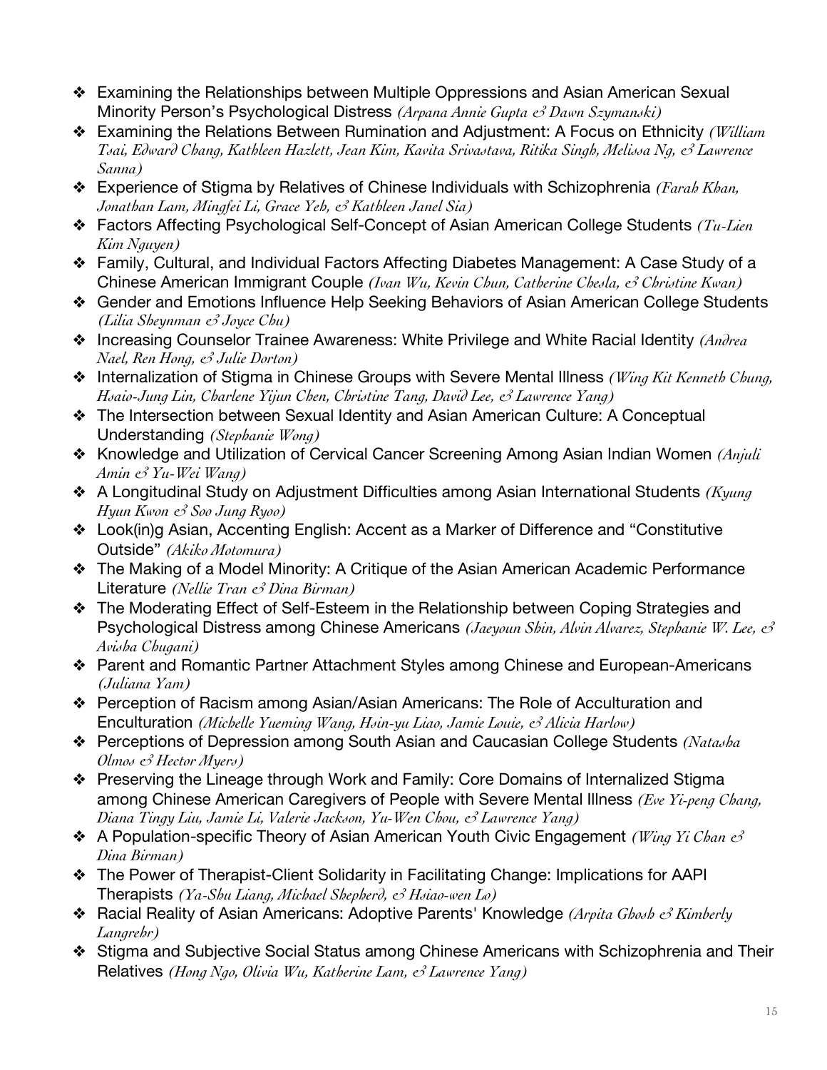- Examining the Relationships between Multiple Oppressions and Asian American Sexual Minority Person's Psychological Distress *(Arpana Annie Gupta & Dawn Szymanski)*
- Examining the Relations Between Rumination and Adjustment: A Focus on Ethnicity *(William Tsai, Edward Chang, Kathleen Hazlett, Jean Kim, Kavita Srivastava, Ritika Singh, Melissa Ng, & Lawrence Sanna)*
- Experience of Stigma by Relatives of Chinese Individuals with Schizophrenia *(Farah Khan, Jonathan Lam, Mingfei Li, Grace Yeh, & Kathleen Janel Sia)*
- Factors Affecting Psychological Self-Concept of Asian American College Students *(Tu-Lien Kim Nguyen)*
- Family, Cultural, and Individual Factors Affecting Diabetes Management: A Case Study of a Chinese American Immigrant Couple *(Ivan Wu, Kevin Chun, Catherine Chesla, & Christine Kwan)*
- Gender and Emotions Influence Help Seeking Behaviors of Asian American College Students *(Lilia Sheynman & Joyce Chu)*
- Increasing Counselor Trainee Awareness: White Privilege and White Racial Identity *(Andrea Nael, Ren Hong, & Julie Dorton)*
- Internalization of Stigma in Chinese Groups with Severe Mental Illness *(Wing Kit Kenneth Chung, Hsaio-Jung Lin, Charlene Yijun Chen, Christine Tang, David Lee, & Lawrence Yang)*
- The Intersection between Sexual Identity and Asian American Culture: A Conceptual Understanding *(Stephanie Wong)*
- Knowledge and Utilization of Cervical Cancer Screening Among Asian Indian Women *(Anjuli Amin & Yu-Wei Wang)*
- A Longitudinal Study on Adjustment Difficulties among Asian International Students *(Kyung Hyun Kwon & Soo Jung Ryoo)*
- Look(in)g Asian, Accenting English: Accent as a Marker of Difference and "Constitutive Outside" *(Akiko Motomura)*
- The Making of a Model Minority: A Critique of the Asian American Academic Performance Literature *(Nellie Tran & Dina Birman)*
- The Moderating Effect of Self-Esteem in the Relationship between Coping Strategies and Psychological Distress among Chinese Americans *(Jaeyoun Shin, Alvin Alvarez, Stephanie W. Lee, & Avisha Chugani)*
- Parent and Romantic Partner Attachment Styles among Chinese and European-Americans *(Juliana Yam)*
- Perception of Racism among Asian/Asian Americans: The Role of Acculturation and Enculturation *(Michelle Yueming Wang, Hsin-yu Liao, Jamie Louie, & Alicia Harlow)*
- Perceptions of Depression among South Asian and Caucasian College Students *(Natasha Olmos & Hector Myers)*
- Preserving the Lineage through Work and Family: Core Domains of Internalized Stigma among Chinese American Caregivers of People with Severe Mental Illness *(Eve Yi-peng Chang, Diana Tingy Liu, Jamie Li, Valerie Jackson, Yu-Wen Chou, & Lawrence Yang)*
- A Population-specific Theory of Asian American Youth Civic Engagement *(Wing Yi Chan & Dina Birman)*
- The Power of Therapist-Client Solidarity in Facilitating Change: Implications for AAPI Therapists *(Ya-Shu Liang, Michael Shepherd, & Hsiao-wen Lo)*
- Racial Reality of Asian Americans: Adoptive Parents' Knowledge *(Arpita Ghosh & Kimberly Langrehr)*
- Stigma and Subjective Social Status among Chinese Americans with Schizophrenia and Their Relatives *(Hong Ngo, Olivia Wu, Katherine Lam, & Lawrence Yang)*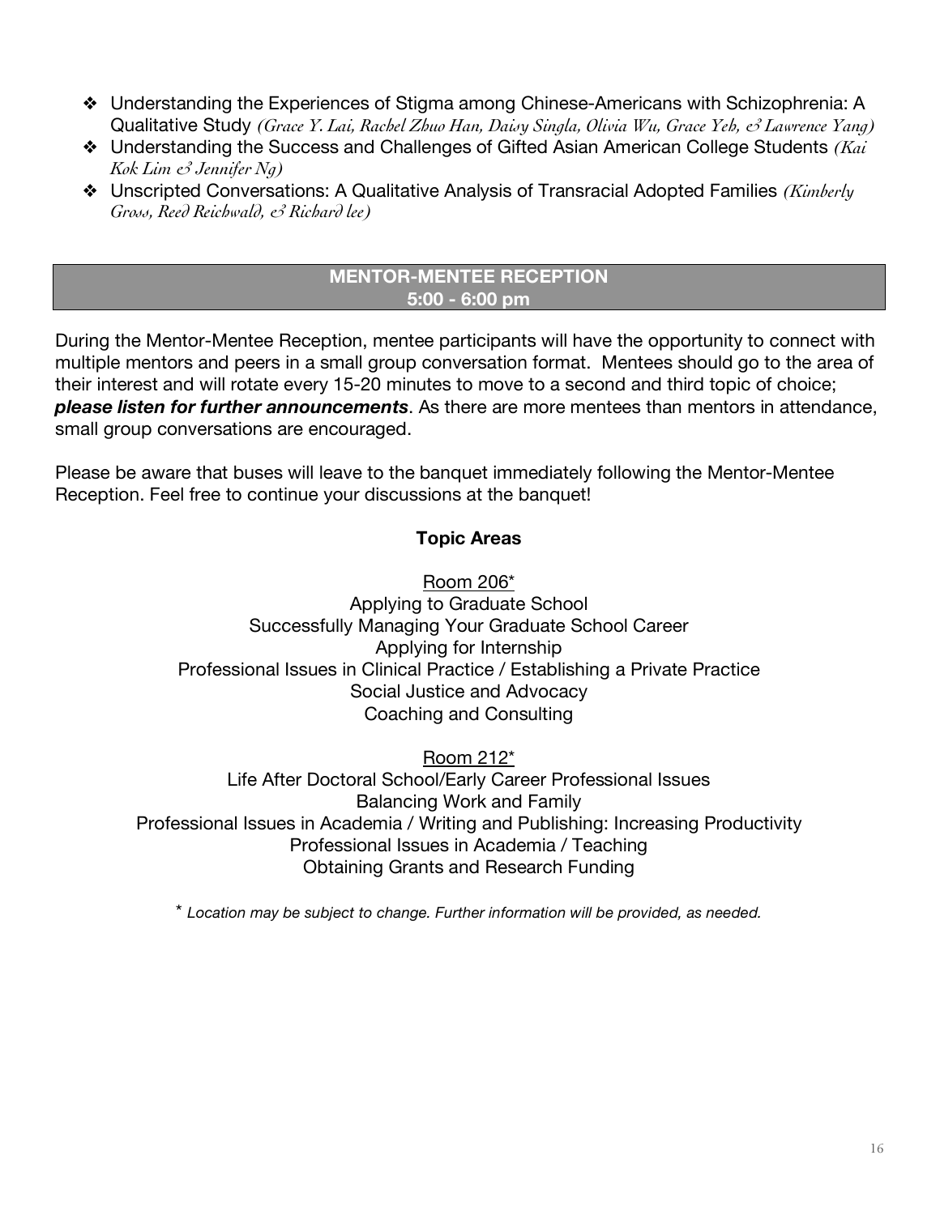- Understanding the Experiences of Stigma among Chinese-Americans with Schizophrenia: A Qualitative Study *(Grace Y. Lai, Rachel Zhuo Han, Daisy Singla, Olivia Wu, Grace Yeh, & Lawrence Yang)*
- Understanding the Success and Challenges of Gifted Asian American College Students *(Kai Kok Lim & Jennifer Ng)*
- Unscripted Conversations: A Qualitative Analysis of Transracial Adopted Families *(Kimberly Gross, Reed Reichwald, & Richard lee)*

## MENTOR-MENTEE RECEPTION
**5:00 - 6:00 pm**

During the Mentor-Mentee Reception, mentee participants will have the opportunity to connect with multiple mentors and peers in a small group conversation format. Mentees should go to the area of their interest and will rotate every 15-20 minutes to move to a second and third topic of choice; ***please listen for further announcements***. As there are more mentees than mentors in attendance, small group conversations are encouraged.

Please be aware that buses will leave to the banquet immediately following the Mentor-Mentee Reception. Feel free to continue your discussions at the banquet!

### Topic Areas

Room 206*

Applying to Graduate School
Successfully Managing Your Graduate School Career
Applying for Internship
Professional Issues in Clinical Practice / Establishing a Private Practice
Social Justice and Advocacy
Coaching and Consulting

Room 212*

Life After Doctoral School/Early Career Professional Issues
Balancing Work and Family
Professional Issues in Academia / Writing and Publishing: Increasing Productivity
Professional Issues in Academia / Teaching
Obtaining Grants and Research Funding

\* *Location may be subject to change. Further information will be provided, as needed.*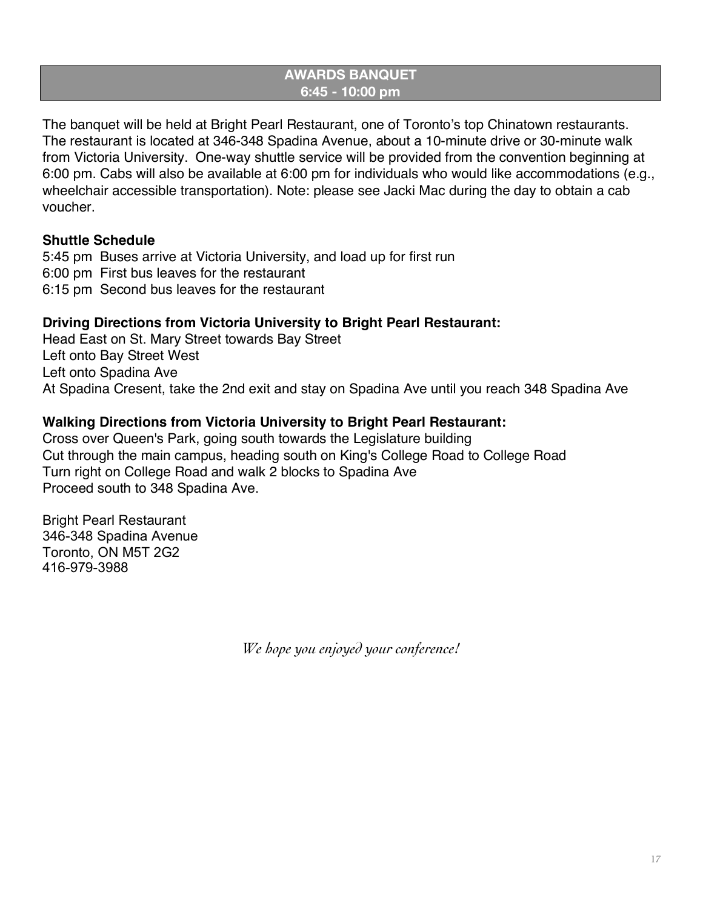## AWARDS BANQUET
## 6:45 - 10:00 pm

The banquet will be held at Bright Pearl Restaurant, one of Toronto's top Chinatown restaurants. The restaurant is located at 346-348 Spadina Avenue, about a 10-minute drive or 30-minute walk from Victoria University. One-way shuttle service will be provided from the convention beginning at 6:00 pm. Cabs will also be available at 6:00 pm for individuals who would like accommodations (e.g., wheelchair accessible transportation). Note: please see Jacki Mac during the day to obtain a cab voucher.

**Shuttle Schedule**

5:45 pm Buses arrive at Victoria University, and load up for first run
6:00 pm First bus leaves for the restaurant
6:15 pm Second bus leaves for the restaurant

**Driving Directions from Victoria University to Bright Pearl Restaurant:**

Head East on St. Mary Street towards Bay Street
Left onto Bay Street West
Left onto Spadina Ave
At Spadina Cresent, take the 2nd exit and stay on Spadina Ave until you reach 348 Spadina Ave

**Walking Directions from Victoria University to Bright Pearl Restaurant:**

Cross over Queen's Park, going south towards the Legislature building
Cut through the main campus, heading south on King's College Road to College Road
Turn right on College Road and walk 2 blocks to Spadina Ave
Proceed south to 348 Spadina Ave.

Bright Pearl Restaurant
346-348 Spadina Avenue
Toronto, ON M5T 2G2
416-979-3988

*We hope you enjoyed your conference!*